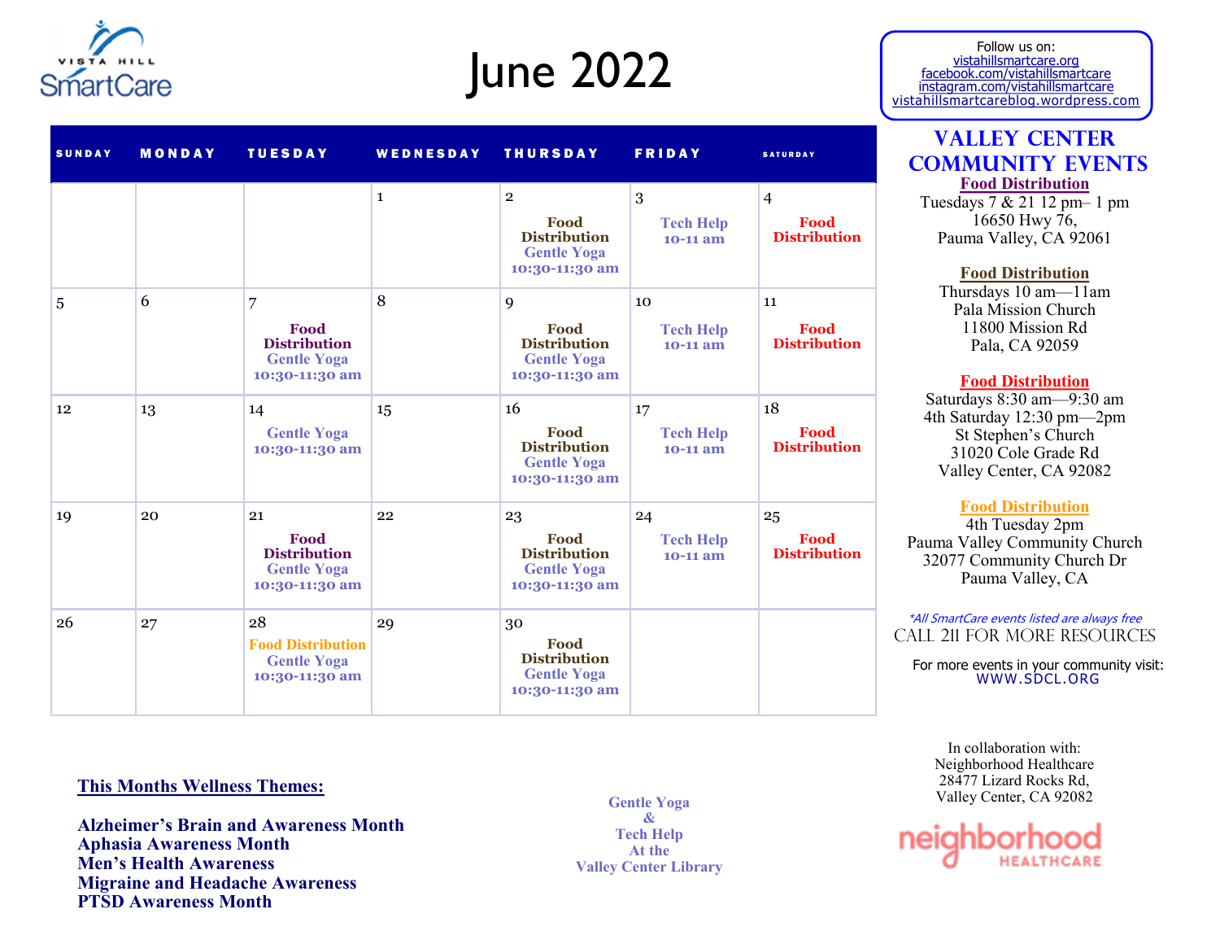VISTA HILL SmartCare

# June 2022

Follow us on:
vistahillsmartcare.org
facebook.com/vistahillsmartcare
instagram.com/vistahillsmartcare
vistahillsmartcareblog.wordpress.com

| SUNDAY | MONDAY | TUESDAY | WEDNESDAY | THURSDAY | FRIDAY | SATURDAY |
|---|---|---|---|---|---|---|
| | | | 1 | 2 **Food Distribution** **Gentle Yoga 10:30-11:30 am** | 3 **Tech Help 10-11 am** | 4 **Food Distribution** |
| 5 | 6 | 7 **Food Distribution** **Gentle Yoga 10:30-11:30 am** | 8 | 9 **Food Distribution** **Gentle Yoga 10:30-11:30 am** | 10 **Tech Help 10-11 am** | 11 **Food Distribution** |
| 12 | 13 | 14 **Gentle Yoga 10:30-11:30 am** | 15 | 16 **Food Distribution** **Gentle Yoga 10:30-11:30 am** | 17 **Tech Help 10-11 am** | 18 **Food Distribution** |
| 19 | 20 | 21 **Food Distribution** **Gentle Yoga 10:30-11:30 am** | 22 | 23 **Food Distribution** **Gentle Yoga 10:30-11:30 am** | 24 **Tech Help 10-11 am** | 25 **Food Distribution** |
| 26 | 27 | 28 **Food Distribution** **Gentle Yoga 10:30-11:30 am** | 29 | 30 **Food Distribution** **Gentle Yoga 10:30-11:30 am** | | |

## Valley Center Community Events

**Food Distribution**
Tuesdays 7 & 21 12 pm– 1 pm
16650 Hwy 76,
Pauma Valley, CA 92061

**Food Distribution**
Thursdays 10 am—11am
Pala Mission Church
11800 Mission Rd
Pala, CA 92059

**Food Distribution**
Saturdays 8:30 am—9:30 am
4th Saturday 12:30 pm—2pm
St Stephen's Church
31020 Cole Grade Rd
Valley Center, CA 92082

**Food Distribution**
4th Tuesday 2pm
Pauma Valley Community Church
32077 Community Church Dr
Pauma Valley, CA

*\*All SmartCare events listed are always free*

CALL 211 FOR MORE RESOURCES

For more events in your community visit:
WWW.SDCL.ORG

**This Months Wellness Themes:**

**Alzheimer's Brain and Awareness Month**
**Aphasia Awareness Month**
**Men's Health Awareness**
**Migraine and Headache Awareness**
**PTSD Awareness Month**

**Gentle Yoga**
**&**
**Tech Help**
**At the**
**Valley Center Library**

In collaboration with:
Neighborhood Healthcare
28477 Lizard Rocks Rd,
Valley Center, CA 92082

neighborhood HEALTHCARE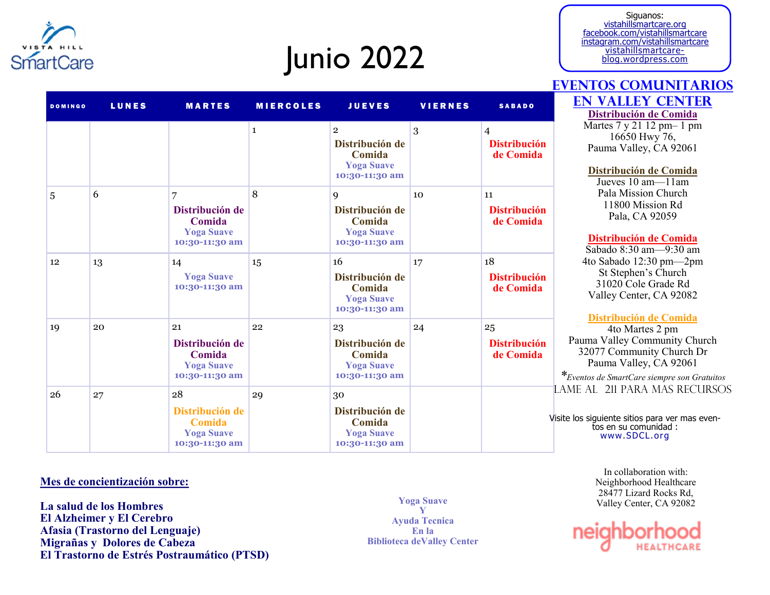VISTA HILL SmartCare

# Junio 2022

Siguanos:
vistahillsmartcare.org
facebook.com/vistahillsmartcare
instagram.com/vistahillsmartcare
vistahillsmartcare-blog.wordpress.com

| DOMINGO | LUNES | MARTES | MIERCOLES | JUEVES | VIERNES | SABADO |
|---|---|---|---|---|---|---|
| | | | 1 | 2 **Distribución de Comida** Yoga Suave 10:30-11:30 am | 3 | 4 **Distribución de Comida** |
| 5 | 6 | 7 **Distribución de Comida** Yoga Suave 10:30-11:30 am | 8 | 9 **Distribución de Comida** Yoga Suave 10:30-11:30 am | 10 | 11 **Distribución de Comida** |
| 12 | 13 | 14 Yoga Suave 10:30-11:30 am | 15 | 16 **Distribución de Comida** Yoga Suave 10:30-11:30 am | 17 | 18 **Distribución de Comida** |
| 19 | 20 | 21 **Distribución de Comida** Yoga Suave 10:30-11:30 am | 22 | 23 **Distribución de Comida** Yoga Suave 10:30-11:30 am | 24 | 25 **Distribución de Comida** |
| 26 | 27 | 28 **Distribución de Comida** Yoga Suave 10:30-11:30 am | 29 | 30 **Distribución de Comida** Yoga Suave 10:30-11:30 am | | |

## EVENTOS COMUNITARIOS EN VALLEY CENTER

**Distribución de Comida**
Martes 7 y 21 12 pm– 1 pm
16650 Hwy 76,
Pauma Valley, CA 92061

**Distribución de Comida**
Jueves 10 am—11am
Pala Mission Church
11800 Mission Rd
Pala, CA 92059

**Distribución de Comida**
Sabado 8:30 am—9:30 am
4to Sabado 12:30 pm—2pm
St Stephen's Church
31020 Cole Grade Rd
Valley Center, CA 92082

**Distribución de Comida**
4to Martes 2 pm
Pauma Valley Community Church
32077 Community Church Dr
Pauma Valley, CA 92061

**Eventos de SmartCare siempre son Gratuitos*

LAME AL 211 PARA MAS RECURSOS

Visite los siguiente sitios para ver mas eventos en su comunidad :
www.SDCL.org

**Mes de concientización sobre:**

**La salud de los Hombres**
**El Alzheimer y El Cerebro**
**Afasia (Trastorno del Lenguaje)**
**Migrañas y Dolores de Cabeza**
**El Trastorno de Estrés Postraumático (PTSD)**

**Yoga Suave**
**Y**
**Ayuda Tecnica**
**En la**
**Biblioteca deValley Center**

In collaboration with:
Neighborhood Healthcare
28477 Lizard Rocks Rd,
Valley Center, CA 92082

neighborhood HEALTHCARE